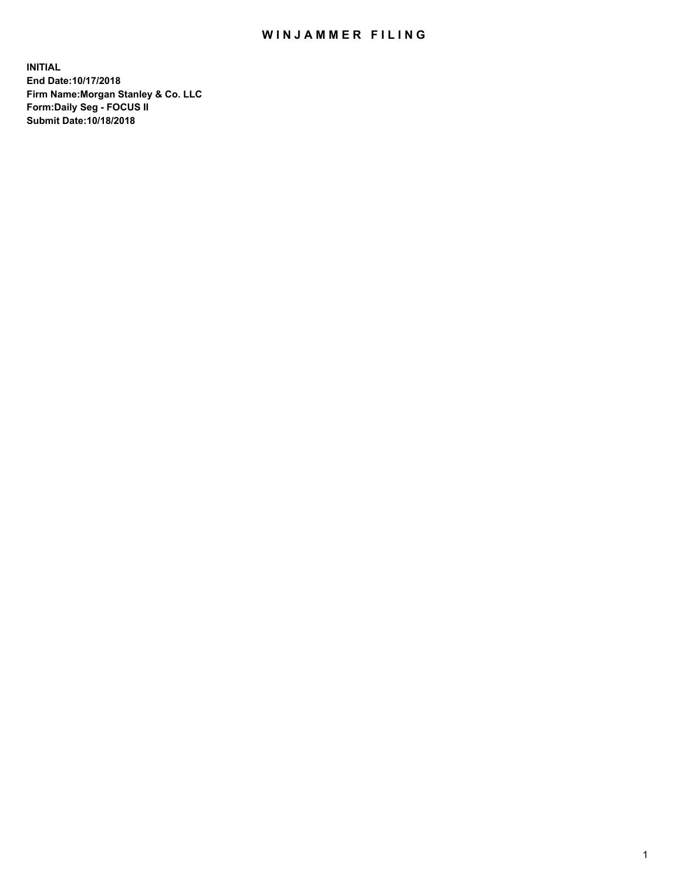# WINJAMMER FILING

**INITIAL**
**End Date:10/17/2018**
**Firm Name:Morgan Stanley & Co. LLC**
**Form:Daily Seg - FOCUS II**
**Submit Date:10/18/2018**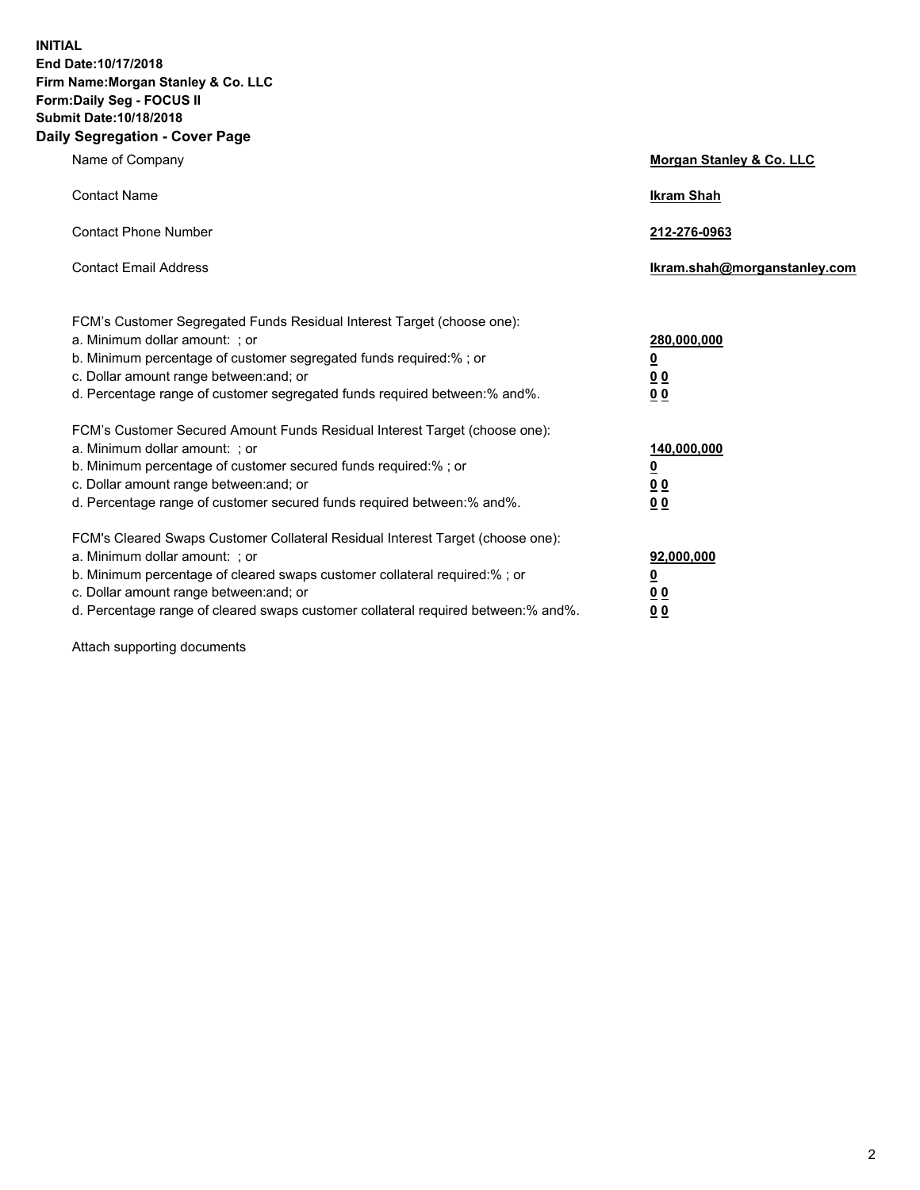**INITIAL**
**End Date:10/17/2018**
**Firm Name:Morgan Stanley & Co. LLC**
**Form:Daily Seg - FOCUS II**
**Submit Date:10/18/2018**

## Daily Segregation - Cover Page

| | |
|---|---|
| Name of Company | **Morgan Stanley & Co. LLC** |
| Contact Name | **Ikram Shah** |
| Contact Phone Number | **212-276-0963** |
| Contact Email Address | **Ikram.shah@morganstanley.com** |

| | |
|---|---|
| FCM's Customer Segregated Funds Residual Interest Target (choose one): | |
| a. Minimum dollar amount: ; or | **280,000,000** |
| b. Minimum percentage of customer segregated funds required:% ; or | **0** |
| c. Dollar amount range between:and; or | **0 0** |
| d. Percentage range of customer segregated funds required between:% and%. | **0 0** |
| FCM's Customer Secured Amount Funds Residual Interest Target (choose one): | |
| a. Minimum dollar amount: ; or | **140,000,000** |
| b. Minimum percentage of customer secured funds required:% ; or | **0** |
| c. Dollar amount range between:and; or | **0 0** |
| d. Percentage range of customer secured funds required between:% and%. | **0 0** |
| FCM's Cleared Swaps Customer Collateral Residual Interest Target (choose one): | |
| a. Minimum dollar amount: ; or | **92,000,000** |
| b. Minimum percentage of cleared swaps customer collateral required:% ; or | **0** |
| c. Dollar amount range between:and; or | **0 0** |
| d. Percentage range of cleared swaps customer collateral required between:% and%. | **0 0** |

Attach supporting documents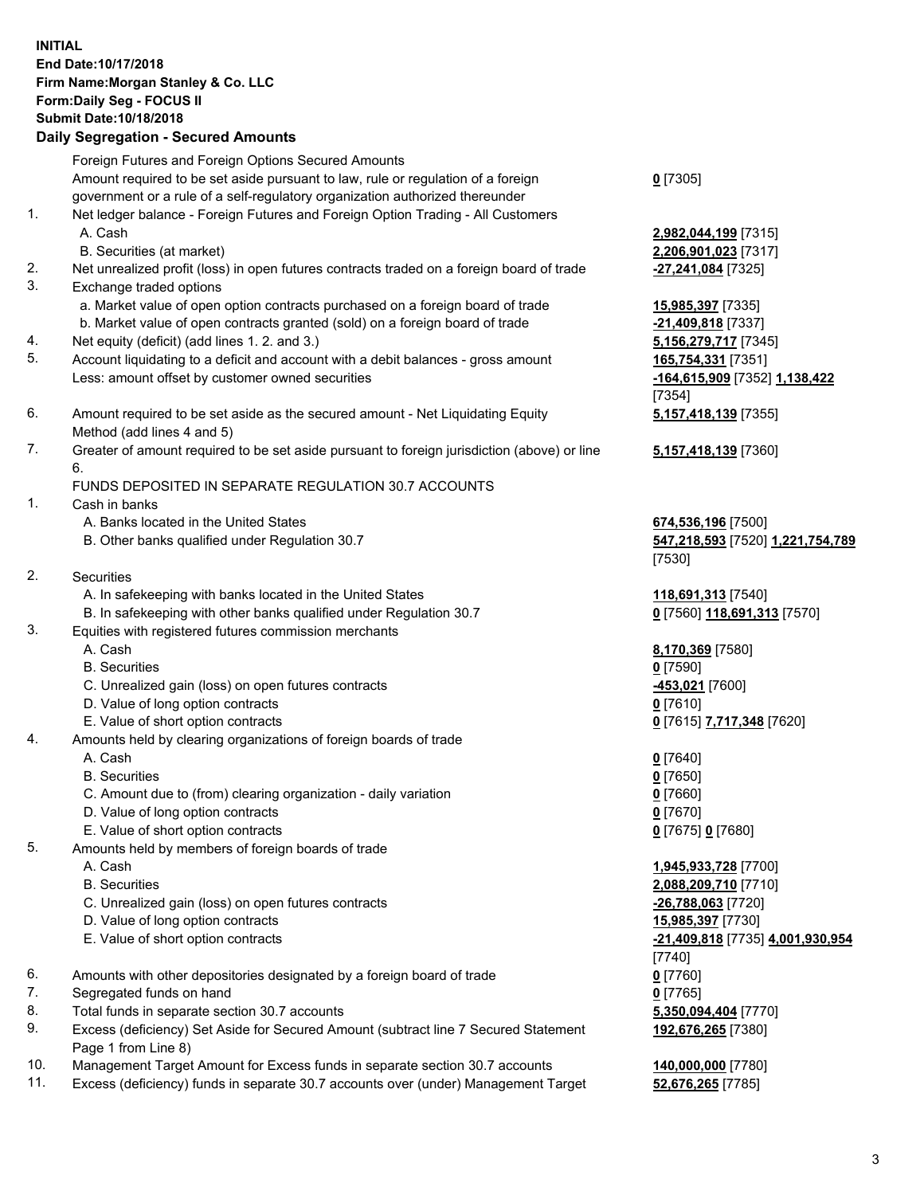**INITIAL**
**End Date:10/17/2018**
**Firm Name:Morgan Stanley & Co. LLC**
**Form:Daily Seg - FOCUS II**
**Submit Date:10/18/2018**

## Daily Segregation - Secured Amounts

| | | |
|---|---|---|
| | Foreign Futures and Foreign Options Secured Amounts | |
| | Amount required to be set aside pursuant to law, rule or regulation of a foreign government or a rule of a self-regulatory organization authorized thereunder | **0** [7305] |
| 1. | Net ledger balance - Foreign Futures and Foreign Option Trading - All Customers | |
| | A. Cash | **2,982,044,199** [7315] |
| | B. Securities (at market) | **2,206,901,023** [7317] |
| 2. | Net unrealized profit (loss) in open futures contracts traded on a foreign board of trade | **-27,241,084** [7325] |
| 3. | Exchange traded options | |
| | a. Market value of open option contracts purchased on a foreign board of trade | **15,985,397** [7335] |
| | b. Market value of open contracts granted (sold) on a foreign board of trade | **-21,409,818** [7337] |
| 4. | Net equity (deficit) (add lines 1. 2. and 3.) | **5,156,279,717** [7345] |
| 5. | Account liquidating to a deficit and account with a debit balances - gross amount | **165,754,331** [7351] |
| | Less: amount offset by customer owned securities | **-164,615,909** [7352] **1,138,422** [7354] |
| 6. | Amount required to be set aside as the secured amount - Net Liquidating Equity Method (add lines 4 and 5) | **5,157,418,139** [7355] |
| 7. | Greater of amount required to be set aside pursuant to foreign jurisdiction (above) or line 6. | **5,157,418,139** [7360] |
| | FUNDS DEPOSITED IN SEPARATE REGULATION 30.7 ACCOUNTS | |
| 1. | Cash in banks | |
| | A. Banks located in the United States | **674,536,196** [7500] |
| | B. Other banks qualified under Regulation 30.7 | **547,218,593** [7520] **1,221,754,789** [7530] |
| 2. | Securities | |
| | A. In safekeeping with banks located in the United States | **118,691,313** [7540] |
| | B. In safekeeping with other banks qualified under Regulation 30.7 | **0** [7560] **118,691,313** [7570] |
| 3. | Equities with registered futures commission merchants | |
| | A. Cash | **8,170,369** [7580] |
| | B. Securities | **0** [7590] |
| | C. Unrealized gain (loss) on open futures contracts | **-453,021** [7600] |
| | D. Value of long option contracts | **0** [7610] |
| | E. Value of short option contracts | **0** [7615] **7,717,348** [7620] |
| 4. | Amounts held by clearing organizations of foreign boards of trade | |
| | A. Cash | **0** [7640] |
| | B. Securities | **0** [7650] |
| | C. Amount due to (from) clearing organization - daily variation | **0** [7660] |
| | D. Value of long option contracts | **0** [7670] |
| | E. Value of short option contracts | **0** [7675] **0** [7680] |
| 5. | Amounts held by members of foreign boards of trade | |
| | A. Cash | **1,945,933,728** [7700] |
| | B. Securities | **2,088,209,710** [7710] |
| | C. Unrealized gain (loss) on open futures contracts | **-26,788,063** [7720] |
| | D. Value of long option contracts | **15,985,397** [7730] |
| | E. Value of short option contracts | **-21,409,818** [7735] **4,001,930,954** [7740] |
| 6. | Amounts with other depositories designated by a foreign board of trade | **0** [7760] |
| 7. | Segregated funds on hand | **0** [7765] |
| 8. | Total funds in separate section 30.7 accounts | **5,350,094,404** [7770] |
| 9. | Excess (deficiency) Set Aside for Secured Amount (subtract line 7 Secured Statement Page 1 from Line 8) | **192,676,265** [7380] |
| 10. | Management Target Amount for Excess funds in separate section 30.7 accounts | **140,000,000** [7780] |
| 11. | Excess (deficiency) funds in separate 30.7 accounts over (under) Management Target | **52,676,265** [7785] |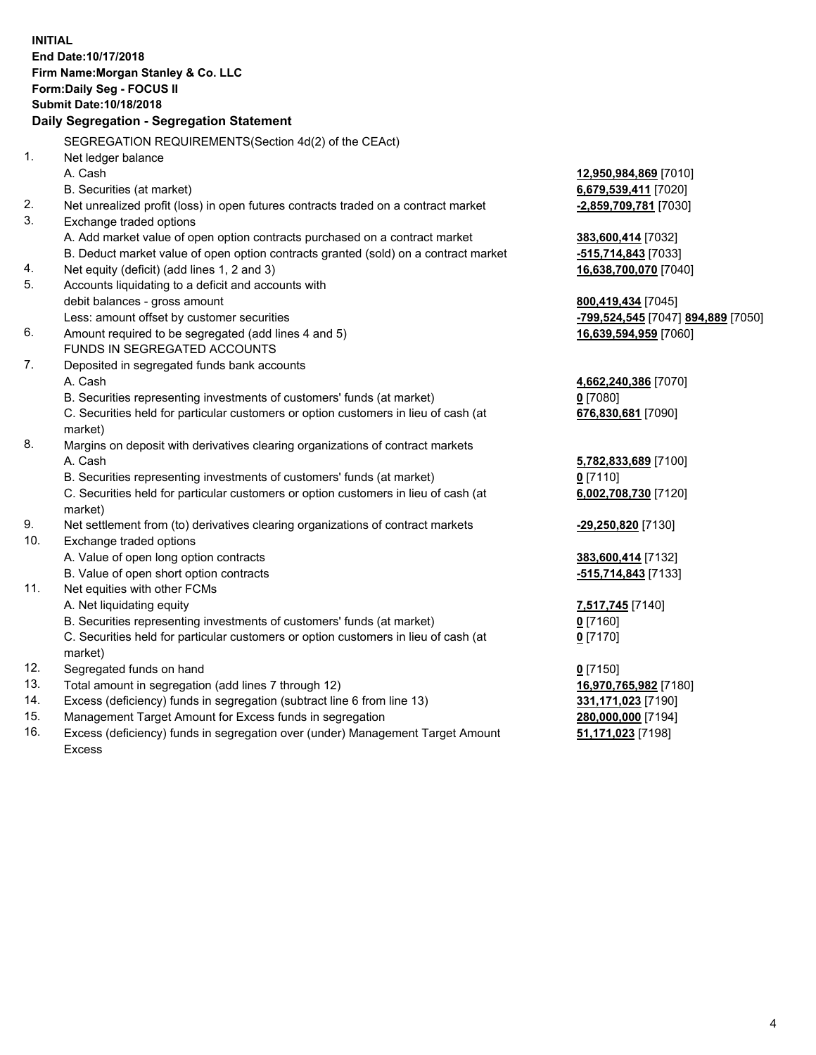**INITIAL**
**End Date:10/17/2018**
**Firm Name:Morgan Stanley & Co. LLC**
**Form:Daily Seg - FOCUS II**
**Submit Date:10/18/2018**

## Daily Segregation - Segregation Statement

SEGREGATION REQUIREMENTS(Section 4d(2) of the CEAct)

| | | |
|---|---|---|
| 1. | Net ledger balance | |
| | A. Cash | 12,950,984,869 [7010] |
| | B. Securities (at market) | 6,679,539,411 [7020] |
| 2. | Net unrealized profit (loss) in open futures contracts traded on a contract market | -2,859,709,781 [7030] |
| 3. | Exchange traded options | |
| | A. Add market value of open option contracts purchased on a contract market | 383,600,414 [7032] |
| | B. Deduct market value of open option contracts granted (sold) on a contract market | -515,714,843 [7033] |
| 4. | Net equity (deficit) (add lines 1, 2 and 3) | 16,638,700,070 [7040] |
| 5. | Accounts liquidating to a deficit and accounts with debit balances - gross amount | 800,419,434 [7045] |
| | Less: amount offset by customer securities | -799,524,545 [7047] 894,889 [7050] |
| 6. | Amount required to be segregated (add lines 4 and 5) | 16,639,594,959 [7060] |
| | FUNDS IN SEGREGATED ACCOUNTS | |
| 7. | Deposited in segregated funds bank accounts | |
| | A. Cash | 4,662,240,386 [7070] |
| | B. Securities representing investments of customers' funds (at market) | 0 [7080] |
| | C. Securities held for particular customers or option customers in lieu of cash (at market) | 676,830,681 [7090] |
| 8. | Margins on deposit with derivatives clearing organizations of contract markets | |
| | A. Cash | 5,782,833,689 [7100] |
| | B. Securities representing investments of customers' funds (at market) | 0 [7110] |
| | C. Securities held for particular customers or option customers in lieu of cash (at market) | 6,002,708,730 [7120] |
| 9. | Net settlement from (to) derivatives clearing organizations of contract markets | -29,250,820 [7130] |
| 10. | Exchange traded options | |
| | A. Value of open long option contracts | 383,600,414 [7132] |
| | B. Value of open short option contracts | -515,714,843 [7133] |
| 11. | Net equities with other FCMs | |
| | A. Net liquidating equity | 7,517,745 [7140] |
| | B. Securities representing investments of customers' funds (at market) | 0 [7160] |
| | C. Securities held for particular customers or option customers in lieu of cash (at market) | 0 [7170] |
| 12. | Segregated funds on hand | 0 [7150] |
| 13. | Total amount in segregation (add lines 7 through 12) | 16,970,765,982 [7180] |
| 14. | Excess (deficiency) funds in segregation (subtract line 6 from line 13) | 331,171,023 [7190] |
| 15. | Management Target Amount for Excess funds in segregation | 280,000,000 [7194] |
| 16. | Excess (deficiency) funds in segregation over (under) Management Target Amount Excess | 51,171,023 [7198] |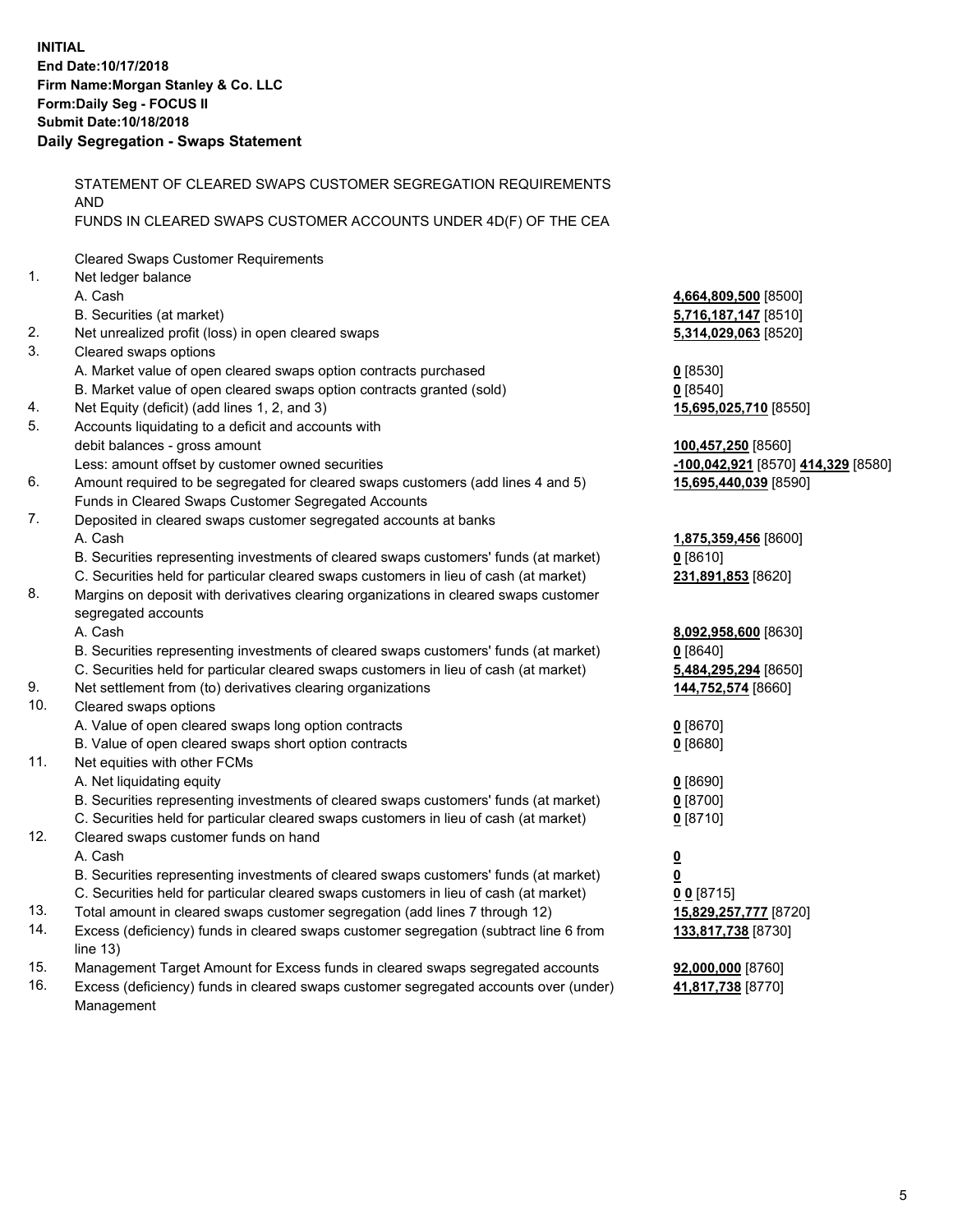**INITIAL**
**End Date:10/17/2018**
**Firm Name:Morgan Stanley & Co. LLC**
**Form:Daily Seg - FOCUS II**
**Submit Date:10/18/2018**
**Daily Segregation - Swaps Statement**

STATEMENT OF CLEARED SWAPS CUSTOMER SEGREGATION REQUIREMENTS AND FUNDS IN CLEARED SWAPS CUSTOMER ACCOUNTS UNDER 4D(F) OF THE CEA

| | | |
|---|---|---|
| | Cleared Swaps Customer Requirements | |
| 1. | Net ledger balance | |
| | A. Cash | **4,664,809,500** [8500] |
| | B. Securities (at market) | **5,716,187,147** [8510] |
| 2. | Net unrealized profit (loss) in open cleared swaps | **5,314,029,063** [8520] |
| 3. | Cleared swaps options | |
| | A. Market value of open cleared swaps option contracts purchased | **0** [8530] |
| | B. Market value of open cleared swaps option contracts granted (sold) | **0** [8540] |
| 4. | Net Equity (deficit) (add lines 1, 2, and 3) | **15,695,025,710** [8550] |
| 5. | Accounts liquidating to a deficit and accounts with debit balances - gross amount | **100,457,250** [8560] |
| | Less: amount offset by customer owned securities | **-100,042,921** [8570] **414,329** [8580] |
| 6. | Amount required to be segregated for cleared swaps customers (add lines 4 and 5) | **15,695,440,039** [8590] |
| | Funds in Cleared Swaps Customer Segregated Accounts | |
| 7. | Deposited in cleared swaps customer segregated accounts at banks | |
| | A. Cash | **1,875,359,456** [8600] |
| | B. Securities representing investments of cleared swaps customers' funds (at market) | **0** [8610] |
| | C. Securities held for particular cleared swaps customers in lieu of cash (at market) | **231,891,853** [8620] |
| 8. | Margins on deposit with derivatives clearing organizations in cleared swaps customer segregated accounts | |
| | A. Cash | **8,092,958,600** [8630] |
| | B. Securities representing investments of cleared swaps customers' funds (at market) | **0** [8640] |
| | C. Securities held for particular cleared swaps customers in lieu of cash (at market) | **5,484,295,294** [8650] |
| 9. | Net settlement from (to) derivatives clearing organizations | **144,752,574** [8660] |
| 10. | Cleared swaps options | |
| | A. Value of open cleared swaps long option contracts | **0** [8670] |
| | B. Value of open cleared swaps short option contracts | **0** [8680] |
| 11. | Net equities with other FCMs | |
| | A. Net liquidating equity | **0** [8690] |
| | B. Securities representing investments of cleared swaps customers' funds (at market) | **0** [8700] |
| | C. Securities held for particular cleared swaps customers in lieu of cash (at market) | **0** [8710] |
| 12. | Cleared swaps customer funds on hand | |
| | A. Cash | **0** |
| | B. Securities representing investments of cleared swaps customers' funds (at market) | **0** |
| | C. Securities held for particular cleared swaps customers in lieu of cash (at market) | **0** **0** [8715] |
| 13. | Total amount in cleared swaps customer segregation (add lines 7 through 12) | **15,829,257,777** [8720] |
| 14. | Excess (deficiency) funds in cleared swaps customer segregation (subtract line 6 from line 13) | **133,817,738** [8730] |
| 15. | Management Target Amount for Excess funds in cleared swaps segregated accounts | **92,000,000** [8760] |
| 16. | Excess (deficiency) funds in cleared swaps customer segregated accounts over (under) Management | **41,817,738** [8770] |